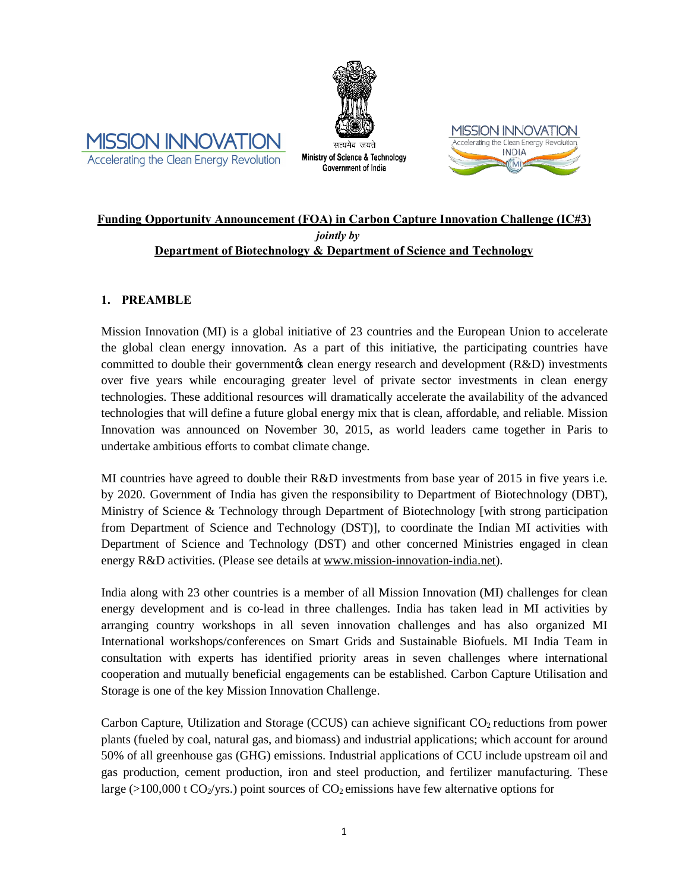MISSION INNOVATION
Accelerating the Clean Energy Revolution

सत्यमेव जयते
Ministry of Science & Technology
Government of India

MISSION INNOVATION
Accelerating the Clean Energy Revolution
INDIA

**Funding Opportunity Announcement (FOA) in Carbon Capture Innovation Challenge (IC#3)**

*jointly by*

**Department of Biotechnology & Department of Science and Technology**

## 1. PREAMBLE

Mission Innovation (MI) is a global initiative of 23 countries and the European Union to accelerate the global clean energy innovation. As a part of this initiative, the participating countries have committed to double their government's clean energy research and development (R&D) investments over five years while encouraging greater level of private sector investments in clean energy technologies. These additional resources will dramatically accelerate the availability of the advanced technologies that will define a future global energy mix that is clean, affordable, and reliable. Mission Innovation was announced on November 30, 2015, as world leaders came together in Paris to undertake ambitious efforts to combat climate change.

MI countries have agreed to double their R&D investments from base year of 2015 in five years i.e. by 2020. Government of India has given the responsibility to Department of Biotechnology (DBT), Ministry of Science & Technology through Department of Biotechnology [with strong participation from Department of Science and Technology (DST)], to coordinate the Indian MI activities with Department of Science and Technology (DST) and other concerned Ministries engaged in clean energy R&D activities. (Please see details at www.mission-innovation-india.net).

India along with 23 other countries is a member of all Mission Innovation (MI) challenges for clean energy development and is co-lead in three challenges. India has taken lead in MI activities by arranging country workshops in all seven innovation challenges and has also organized MI International workshops/conferences on Smart Grids and Sustainable Biofuels. MI India Team in consultation with experts has identified priority areas in seven challenges where international cooperation and mutually beneficial engagements can be established. Carbon Capture Utilisation and Storage is one of the key Mission Innovation Challenge.

Carbon Capture, Utilization and Storage (CCUS) can achieve significant $CO_2$ reductions from power plants (fueled by coal, natural gas, and biomass) and industrial applications; which account for around 50% of all greenhouse gas (GHG) emissions. Industrial applications of CCU include upstream oil and gas production, cement production, iron and steel production, and fertilizer manufacturing. These large (>100,000 t $CO_2$/yrs.) point sources of $CO_2$ emissions have few alternative options for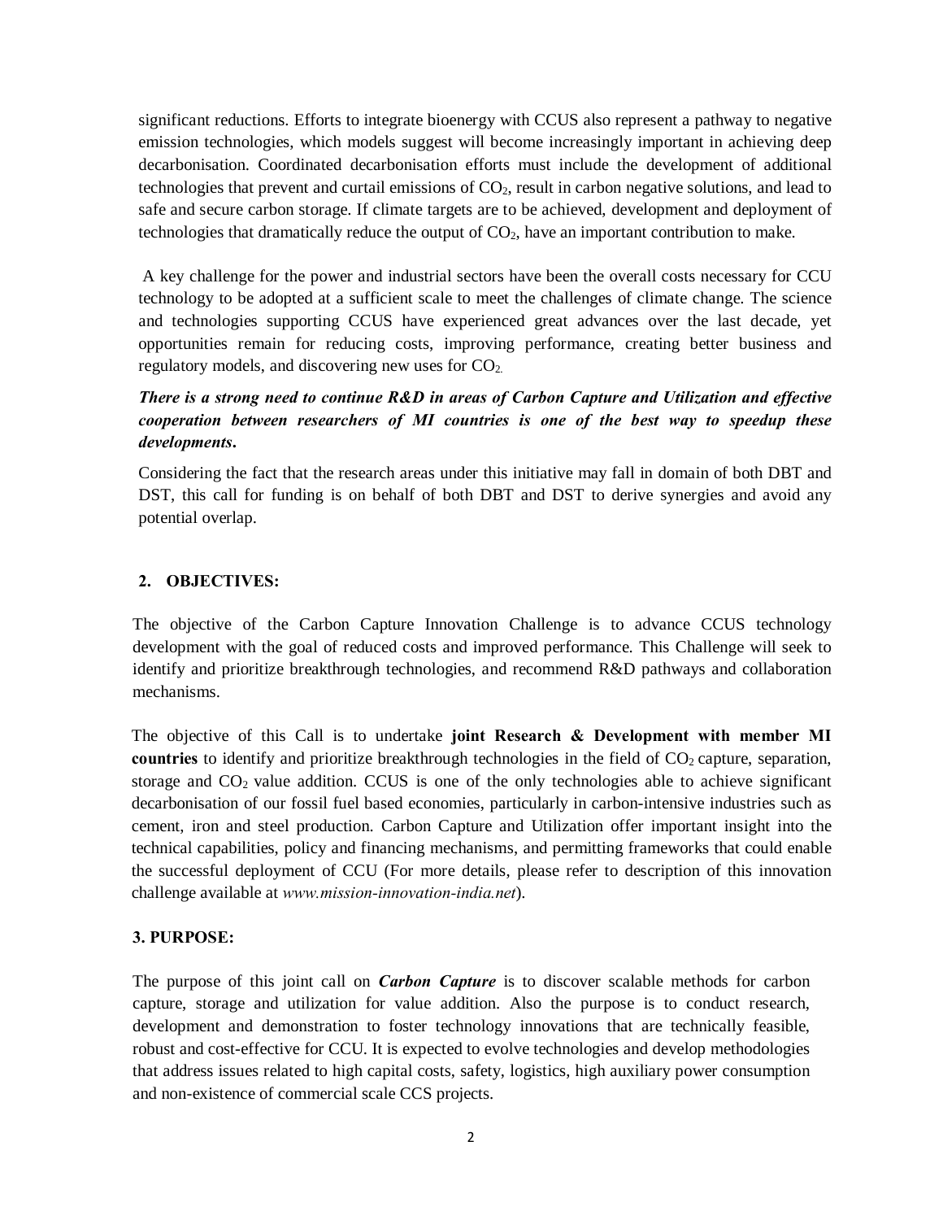significant reductions. Efforts to integrate bioenergy with CCUS also represent a pathway to negative emission technologies, which models suggest will become increasingly important in achieving deep decarbonisation. Coordinated decarbonisation efforts must include the development of additional technologies that prevent and curtail emissions of $CO_2$, result in carbon negative solutions, and lead to safe and secure carbon storage. If climate targets are to be achieved, development and deployment of technologies that dramatically reduce the output of $CO_2$, have an important contribution to make.

A key challenge for the power and industrial sectors have been the overall costs necessary for CCU technology to be adopted at a sufficient scale to meet the challenges of climate change. The science and technologies supporting CCUS have experienced great advances over the last decade, yet opportunities remain for reducing costs, improving performance, creating better business and regulatory models, and discovering new uses for $CO_2$.

***There is a strong need to continue R&D in areas of Carbon Capture and Utilization and effective cooperation between researchers of MI countries is one of the best way to speedup these developments.***

Considering the fact that the research areas under this initiative may fall in domain of both DBT and DST, this call for funding is on behalf of both DBT and DST to derive synergies and avoid any potential overlap.

## 2. OBJECTIVES:

The objective of the Carbon Capture Innovation Challenge is to advance CCUS technology development with the goal of reduced costs and improved performance. This Challenge will seek to identify and prioritize breakthrough technologies, and recommend R&D pathways and collaboration mechanisms.

The objective of this Call is to undertake **joint Research & Development with member MI countries** to identify and prioritize breakthrough technologies in the field of $CO_2$ capture, separation, storage and $CO_2$ value addition. CCUS is one of the only technologies able to achieve significant decarbonisation of our fossil fuel based economies, particularly in carbon-intensive industries such as cement, iron and steel production. Carbon Capture and Utilization offer important insight into the technical capabilities, policy and financing mechanisms, and permitting frameworks that could enable the successful deployment of CCU (For more details, please refer to description of this innovation challenge available at *www.mission-innovation-india.net*).

## 3. PURPOSE:

The purpose of this joint call on ***Carbon Capture*** is to discover scalable methods for carbon capture, storage and utilization for value addition. Also the purpose is to conduct research, development and demonstration to foster technology innovations that are technically feasible, robust and cost-effective for CCU. It is expected to evolve technologies and develop methodologies that address issues related to high capital costs, safety, logistics, high auxiliary power consumption and non-existence of commercial scale CCS projects.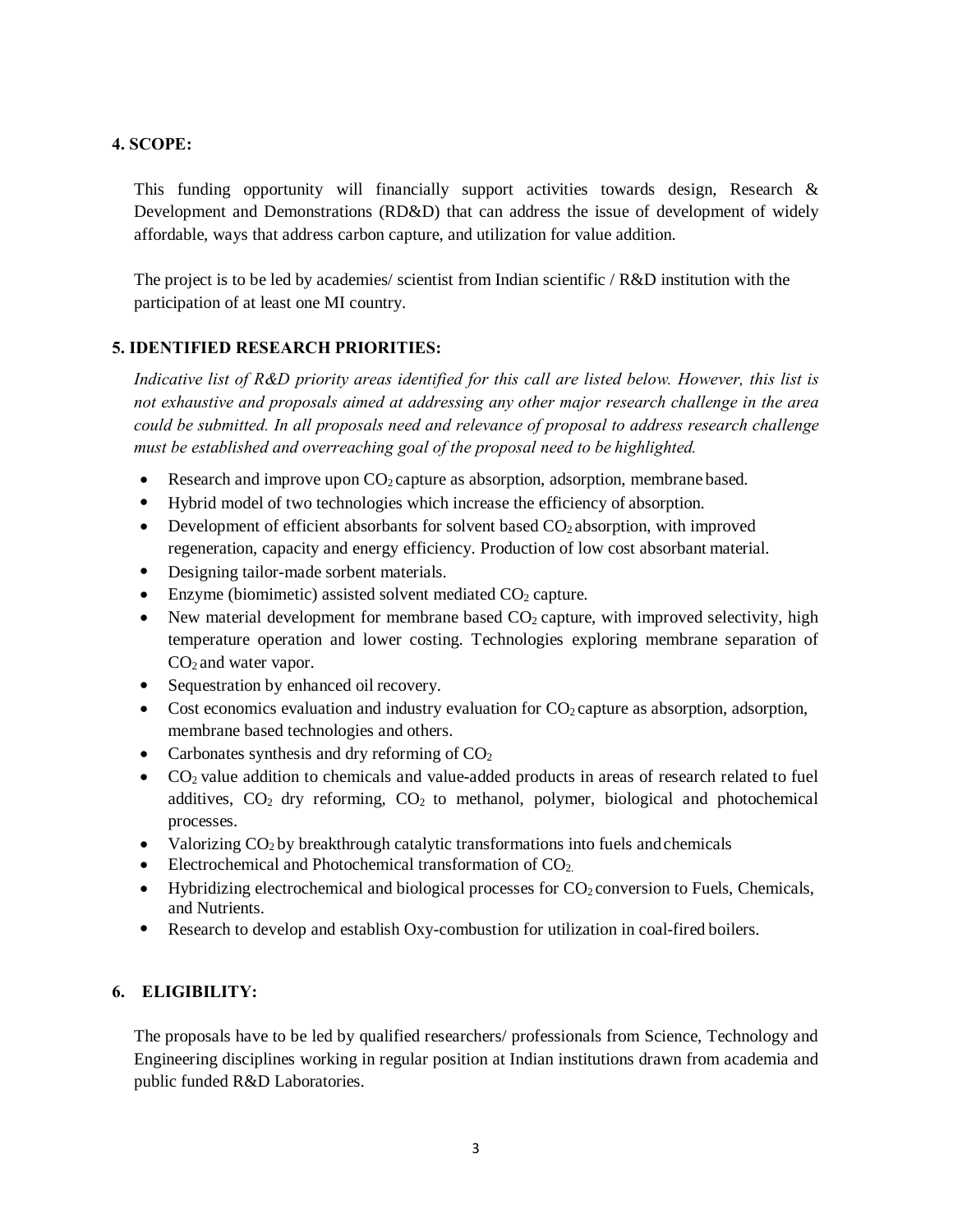## 4. SCOPE:

This funding opportunity will financially support activities towards design, Research & Development and Demonstrations (RD&D) that can address the issue of development of widely affordable, ways that address carbon capture, and utilization for value addition.

The project is to be led by academies/ scientist from Indian scientific / R&D institution with the participation of at least one MI country.

## 5. IDENTIFIED RESEARCH PRIORITIES:

*Indicative list of R&D priority areas identified for this call are listed below. However, this list is not exhaustive and proposals aimed at addressing any other major research challenge in the area could be submitted. In all proposals need and relevance of proposal to address research challenge must be established and overreaching goal of the proposal need to be highlighted.*

- Research and improve upon $CO_2$ capture as absorption, adsorption, membrane based.
- Hybrid model of two technologies which increase the efficiency of absorption.
- Development of efficient absorbants for solvent based $CO_2$ absorption, with improved regeneration, capacity and energy efficiency. Production of low cost absorbant material.
- Designing tailor-made sorbent materials.
- Enzyme (biomimetic) assisted solvent mediated $CO_2$ capture.
- New material development for membrane based $CO_2$ capture, with improved selectivity, high temperature operation and lower costing. Technologies exploring membrane separation of $CO_2$ and water vapor.
- Sequestration by enhanced oil recovery.
- Cost economics evaluation and industry evaluation for $CO_2$ capture as absorption, adsorption, membrane based technologies and others.
- Carbonates synthesis and dry reforming of $CO_2$
- $CO_2$ value addition to chemicals and value-added products in areas of research related to fuel additives, $CO_2$ dry reforming, $CO_2$ to methanol, polymer, biological and photochemical processes.
- Valorizing $CO_2$ by breakthrough catalytic transformations into fuels and chemicals
- Electrochemical and Photochemical transformation of $CO_2$.
- Hybridizing electrochemical and biological processes for $CO_2$ conversion to Fuels, Chemicals, and Nutrients.
- Research to develop and establish Oxy-combustion for utilization in coal-fired boilers.

## 6. ELIGIBILITY:

The proposals have to be led by qualified researchers/ professionals from Science, Technology and Engineering disciplines working in regular position at Indian institutions drawn from academia and public funded R&D Laboratories.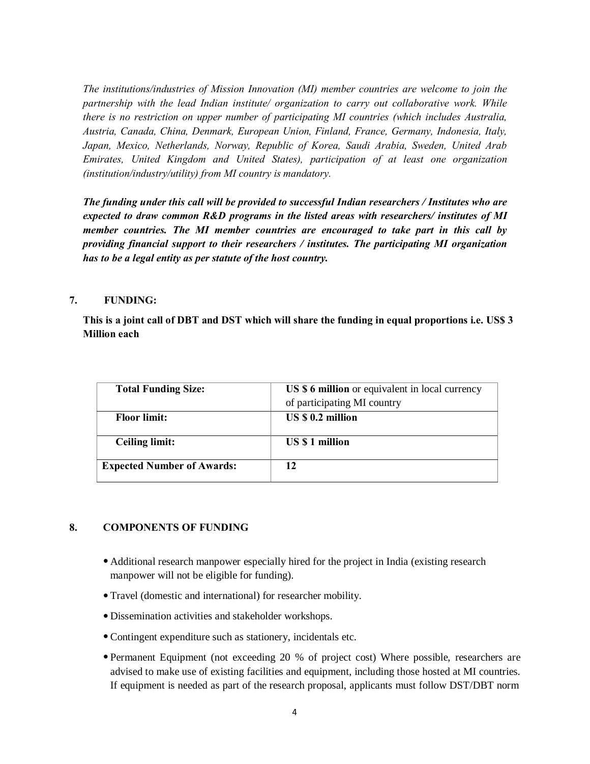*The institutions/industries of Mission Innovation (MI) member countries are welcome to join the partnership with the lead Indian institute/ organization to carry out collaborative work. While there is no restriction on upper number of participating MI countries (which includes Australia, Austria, Canada, China, Denmark, European Union, Finland, France, Germany, Indonesia, Italy, Japan, Mexico, Netherlands, Norway, Republic of Korea, Saudi Arabia, Sweden, United Arab Emirates, United Kingdom and United States), participation of at least one organization (institution/industry/utility) from MI country is mandatory.*

***The funding under this call will be provided to successful Indian researchers / Institutes who are expected to draw common R&D programs in the listed areas with researchers/ institutes of MI member countries. The MI member countries are encouraged to take part in this call by providing financial support to their researchers / institutes. The participating MI organization has to be a legal entity as per statute of the host country.***

## 7. FUNDING:

**This is a joint call of DBT and DST which will share the funding in equal proportions i.e. US$ 3 Million each**

| **Total Funding Size:** | **US $ 6 million** or equivalent in local currency of participating MI country |
|---|---|
| **Floor limit:** | **US $ 0.2 million** |
| **Ceiling limit:** | **US $ 1 million** |
| **Expected Number of Awards:** | **12** |

## 8. COMPONENTS OF FUNDING

- Additional research manpower especially hired for the project in India (existing research manpower will not be eligible for funding).
- Travel (domestic and international) for researcher mobility.
- Dissemination activities and stakeholder workshops.
- Contingent expenditure such as stationery, incidentals etc.
- Permanent Equipment (not exceeding 20 % of project cost) Where possible, researchers are advised to make use of existing facilities and equipment, including those hosted at MI countries. If equipment is needed as part of the research proposal, applicants must follow DST/DBT norm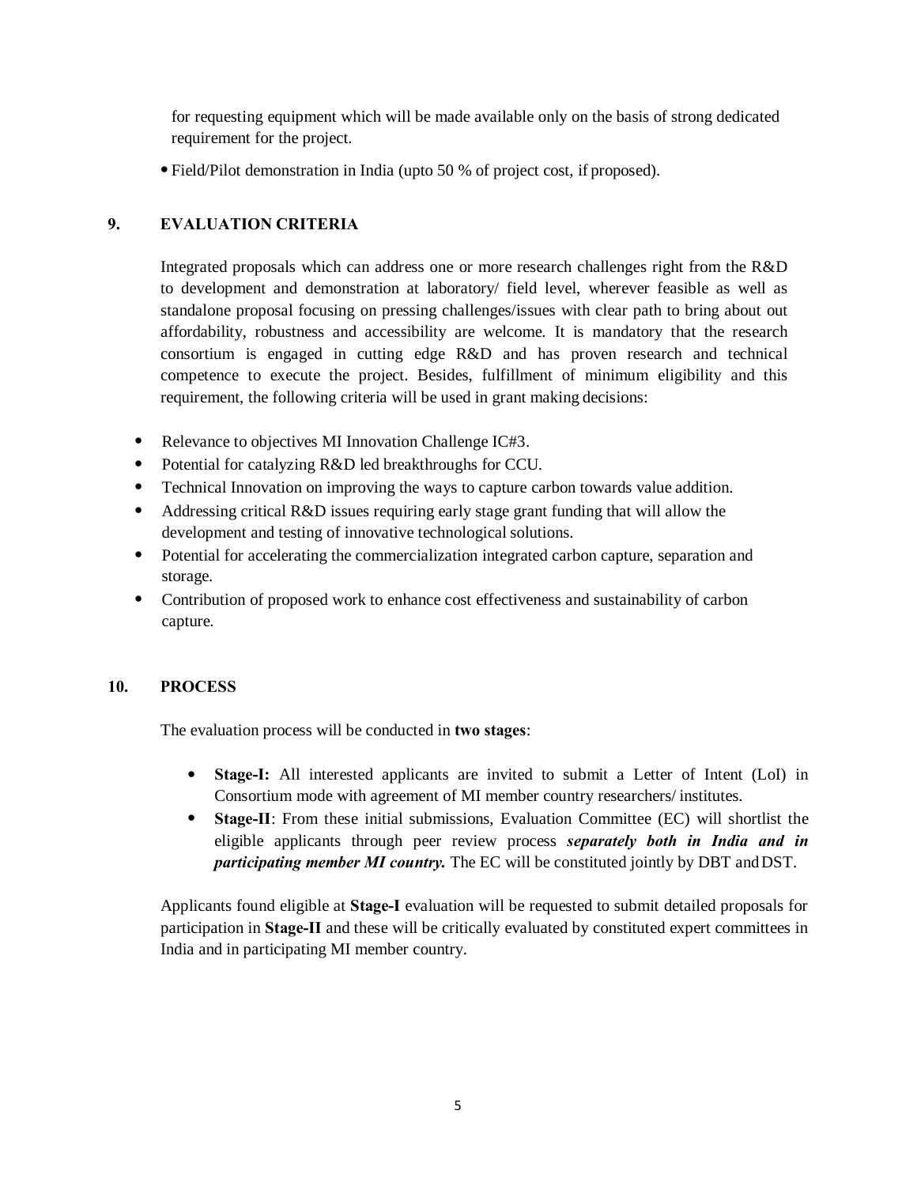for requesting equipment which will be made available only on the basis of strong dedicated requirement for the project.

- Field/Pilot demonstration in India (upto 50 % of project cost, if proposed).

## 9. EVALUATION CRITERIA

Integrated proposals which can address one or more research challenges right from the R&D to development and demonstration at laboratory/ field level, wherever feasible as well as standalone proposal focusing on pressing challenges/issues with clear path to bring about out affordability, robustness and accessibility are welcome. It is mandatory that the research consortium is engaged in cutting edge R&D and has proven research and technical competence to execute the project. Besides, fulfillment of minimum eligibility and this requirement, the following criteria will be used in grant making decisions:

- Relevance to objectives MI Innovation Challenge IC#3.
- Potential for catalyzing R&D led breakthroughs for CCU.
- Technical Innovation on improving the ways to capture carbon towards value addition.
- Addressing critical R&D issues requiring early stage grant funding that will allow the development and testing of innovative technological solutions.
- Potential for accelerating the commercialization integrated carbon capture, separation and storage.
- Contribution of proposed work to enhance cost effectiveness and sustainability of carbon capture.

## 10. PROCESS

The evaluation process will be conducted in **two stages**:

- **Stage-I:** All interested applicants are invited to submit a Letter of Intent (LoI) in Consortium mode with agreement of MI member country researchers/ institutes.
- **Stage-II**: From these initial submissions, Evaluation Committee (EC) will shortlist the eligible applicants through peer review process ***separately both in India and in participating member MI country.*** The EC will be constituted jointly by DBT and DST.

Applicants found eligible at **Stage-I** evaluation will be requested to submit detailed proposals for participation in **Stage-II** and these will be critically evaluated by constituted expert committees in India and in participating MI member country.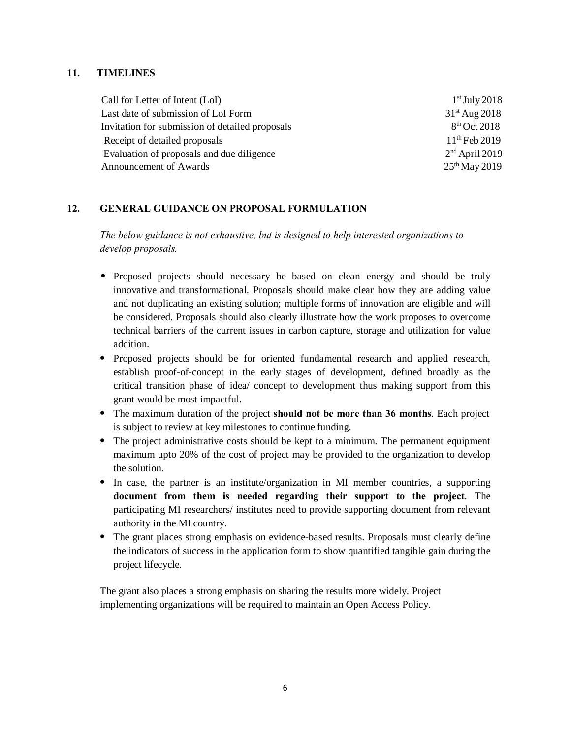## 11. TIMELINES

| | |
|---|---|
| Call for Letter of Intent (LoI) | 1st July 2018 |
| Last date of submission of LoI Form | 31st Aug 2018 |
| Invitation for submission of detailed proposals | 8th Oct 2018 |
| Receipt of detailed proposals | 11th Feb 2019 |
| Evaluation of proposals and due diligence | 2nd April 2019 |
| Announcement of Awards | 25th May 2019 |

## 12. GENERAL GUIDANCE ON PROPOSAL FORMULATION

*The below guidance is not exhaustive, but is designed to help interested organizations to develop proposals.*

- Proposed projects should necessary be based on clean energy and should be truly innovative and transformational. Proposals should make clear how they are adding value and not duplicating an existing solution; multiple forms of innovation are eligible and will be considered. Proposals should also clearly illustrate how the work proposes to overcome technical barriers of the current issues in carbon capture, storage and utilization for value addition.
- Proposed projects should be for oriented fundamental research and applied research, establish proof-of-concept in the early stages of development, defined broadly as the critical transition phase of idea/ concept to development thus making support from this grant would be most impactful.
- The maximum duration of the project **should not be more than 36 months**. Each project is subject to review at key milestones to continue funding.
- The project administrative costs should be kept to a minimum. The permanent equipment maximum upto 20% of the cost of project may be provided to the organization to develop the solution.
- In case, the partner is an institute/organization in MI member countries, a supporting **document from them is needed regarding their support to the project**. The participating MI researchers/ institutes need to provide supporting document from relevant authority in the MI country.
- The grant places strong emphasis on evidence-based results. Proposals must clearly define the indicators of success in the application form to show quantified tangible gain during the project lifecycle.

The grant also places a strong emphasis on sharing the results more widely. Project implementing organizations will be required to maintain an Open Access Policy.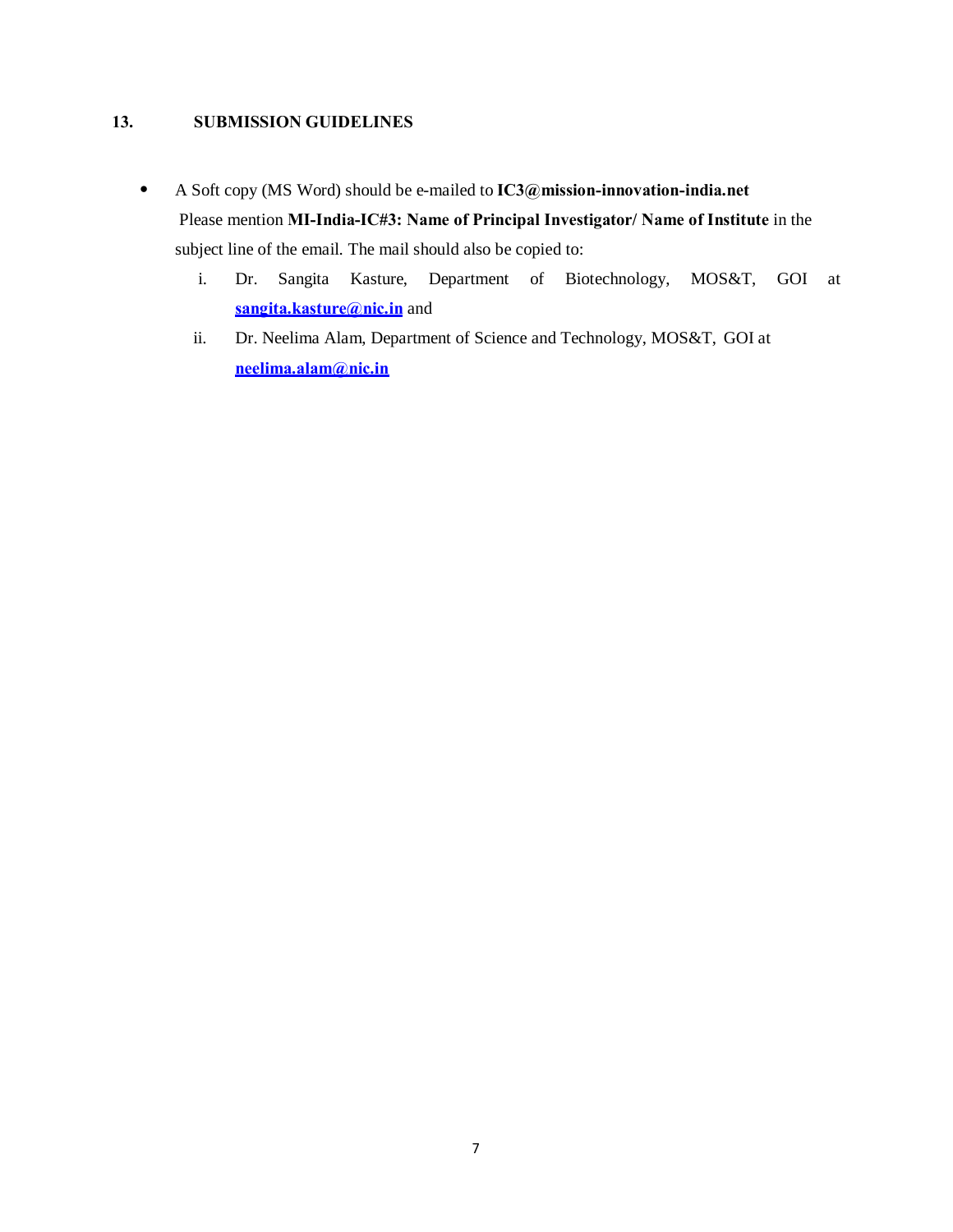## 13. SUBMISSION GUIDELINES

- A Soft copy (MS Word) should be e-mailed to **IC3@mission-innovation-india.net**
  Please mention **MI-India-IC#3: Name of Principal Investigator/ Name of Institute** in the subject line of the email. The mail should also be copied to:
  - i. Dr. Sangita Kasture, Department of Biotechnology, MOS&T, GOI at **sangita.kasture@nic.in** and
  - ii. Dr. Neelima Alam, Department of Science and Technology, MOS&T, GOI at **neelima.alam@nic.in**